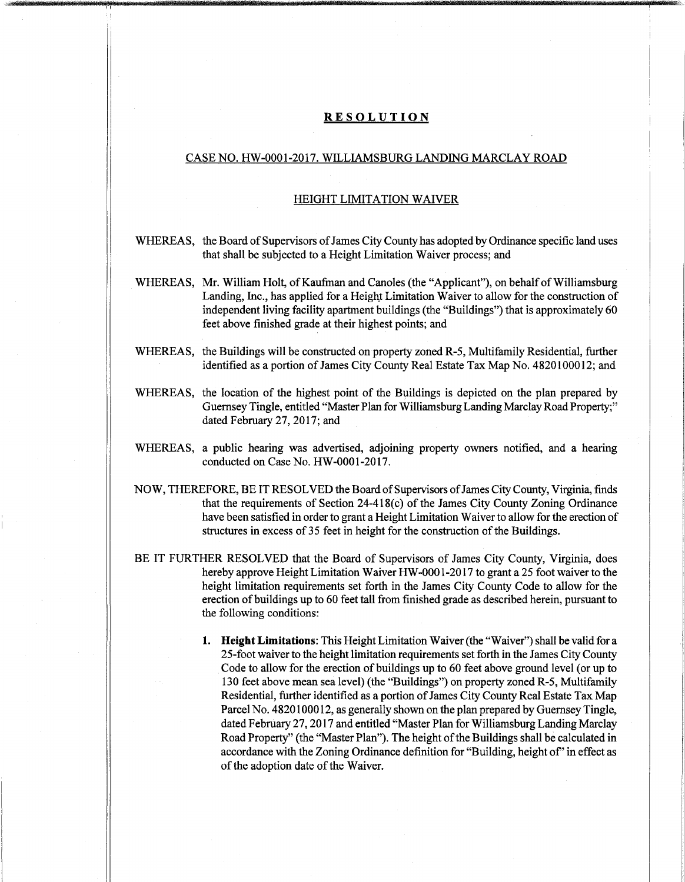# **RESOLUTION**

## CASE NO. HW-0001-2017. WILLIAMSBURG LANDING MARCLAY ROAD

### HEIGHT LIMITATION WAIVER

WHEREAS, the Board of Supervisors of James City County has adopted by Ordinance specific land uses that shall be subjected to a Height Limitation Waiver process; and

WHEREAS, Mr. William Holt, of Kaufman and Canoles (the "Applicant"), on behalf of Williamsburg Landing, Inc., has applied for a Height Limitation Waiver to allow for the construction of independent living facility apartment buildings (the "Buildings") that is approximately 60 feet above finished grade at their highest points; and

WHEREAS, the Buildings will be constructed on property zoned R-5, Multifamily Residential, further identified as a portion of James City County Real Estate Tax Map No. 4820100012; and

WHEREAS, the location of the highest point of the Buildings is depicted on the plan prepared by Guernsey Tingle, entitled "Master Plan for Williamsburg Landing Marclay Road Property;" dated February 27, 2017; and

WHEREAS, a public hearing was advertised, adjoining property owners notified, and a hearing conducted on Case No. HW-0001-2017.

NOW, THEREFORE, BE IT RESOLVED the Board of Supervisors of James City County, Virginia, finds that the requirements of Section 24-418(c) of the James City County Zoning Ordinance have been satisfied in order to grant a Height Limitation Waiver to allow for the erection of structures in excess of 35 feet in height for the construction of the Buildings.

BE IT FURTHER RESOLVED that the Board of Supervisors of James City County, Virginia, does hereby approve Height Limitation Waiver HW-0001-2017 to grant a 25 foot waiver to the height limitation requirements set forth in the James City County Code to allow for the erection of buildings up to 60 feet tall from finished grade as described herein, pursuant to the following conditions:

1. **Height Limitations**: This Height Limitation Waiver (the "Waiver") shall be valid for a 25-foot waiver to the height limitation requirements set forth in the James City County Code to allow for the erection of buildings up to 60 feet above ground level (or up to 130 feet above mean sea level) (the "Buildings") on property zoned R-5, Multifamily Residential, further identified as a portion of James City County Real Estate Tax Map Parcel No. 4820100012, as generally shown on the plan prepared by Guernsey Tingle, dated February 27, 2017 and entitled "Master Plan for Williamsburg Landing Marclay Road Property" (the "Master Plan"). The height of the Buildings shall be calculated in accordance with the Zoning Ordinance definition for "Building, height of" in effect as of the adoption date of the Waiver.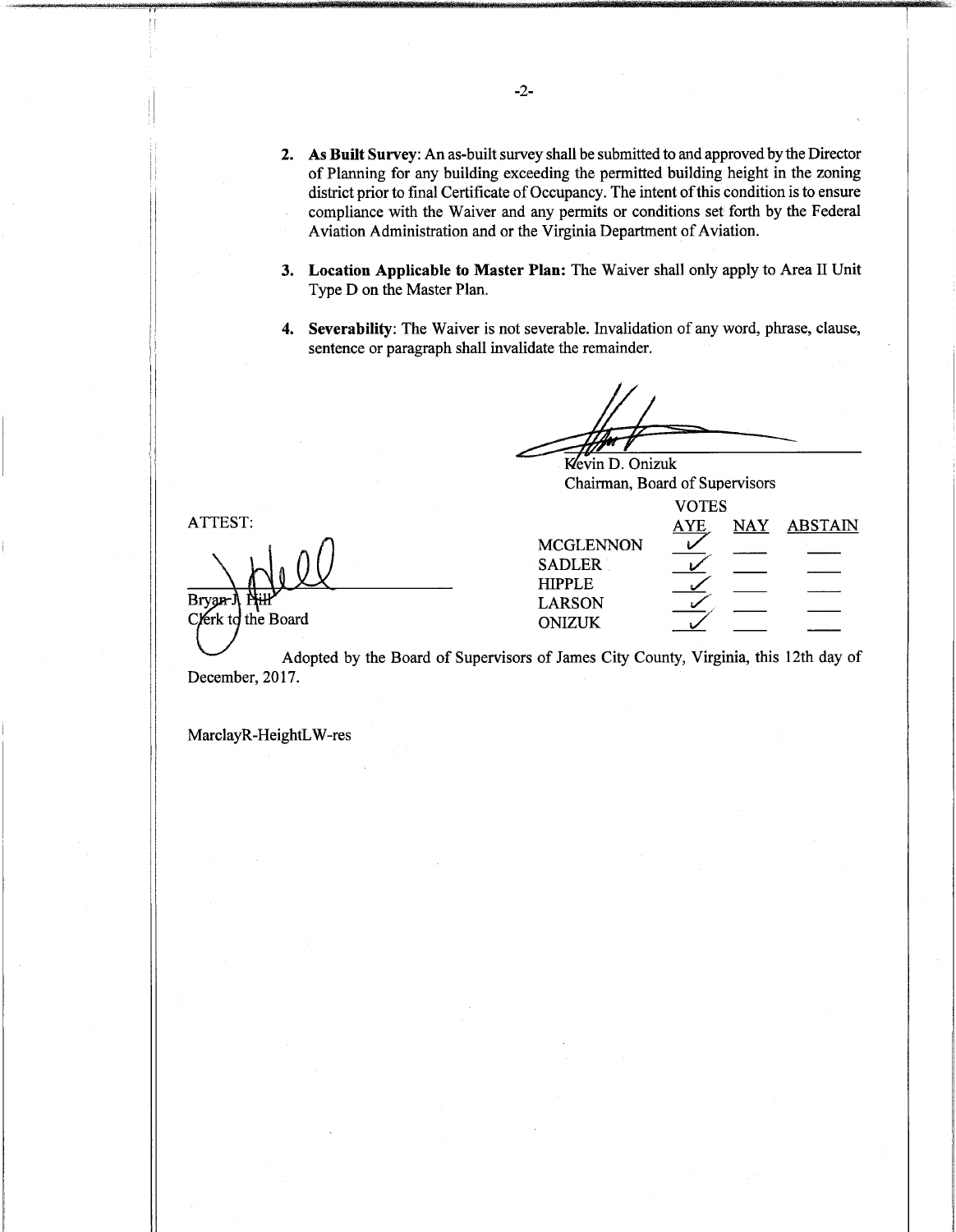2. **As Built Survey**: An as-built survey shall be submitted to and approved by the Director of Planning for any building exceeding the permitted building height in the zoning district prior to final Certificate of Occupancy. The intent of this condition is to ensure compliance with the Waiver and any permits or conditions set forth by the Federal Aviation Administration and or the Virginia Department of Aviation.

3. **Location Applicable to Master Plan:** The Waiver shall only apply to Area II Unit Type D on the Master Plan.

4. **Severability**: The Waiver is not severable. Invalidation of any word, phrase, clause, sentence or paragraph shall invalidate the remainder.

Kevin D. Onizuk
Chairman, Board of Supervisors

ATTEST:

Bryan J. Hill
Clerk to the Board

| VOTES | AYE | NAY | ABSTAIN |
|---|---|---|---|
| MCGLENNON | ✓ | | |
| SADLER | ✓ | | |
| HIPPLE | ✓ | | |
| LARSON | ✓ | | |
| ONIZUK | ✓ | | |

Adopted by the Board of Supervisors of James City County, Virginia, this 12th day of December, 2017.

MarclayR-HeightLW-res